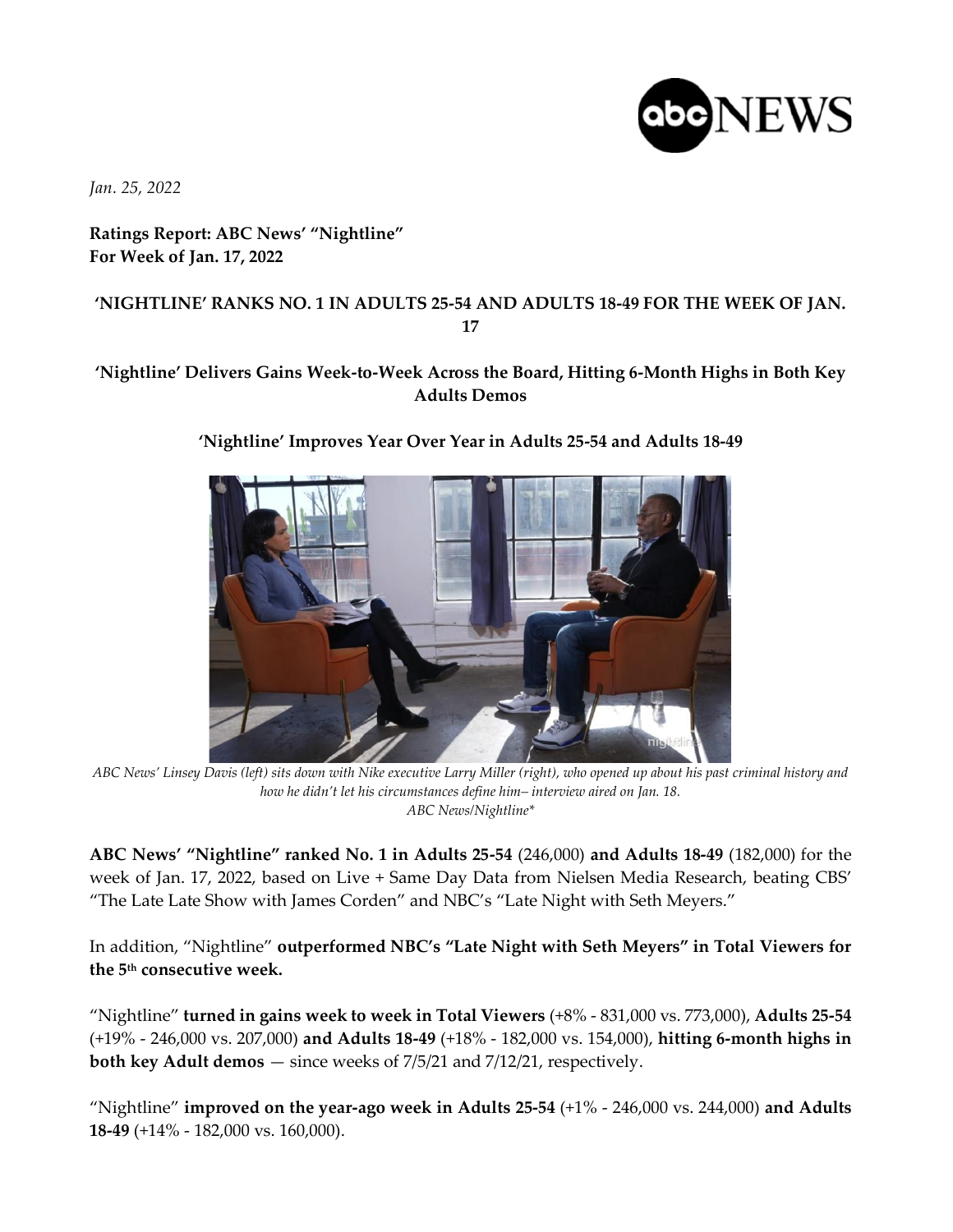*Jan. 25, 2022*

**Ratings Report: ABC News' "Nightline"**
**For Week of Jan. 17, 2022**

## 'NIGHTLINE' RANKS NO. 1 IN ADULTS 25-54 AND ADULTS 18-49 FOR THE WEEK OF JAN. 17

### 'Nightline' Delivers Gains Week-to-Week Across the Board, Hitting 6-Month Highs in Both Key Adults Demos

### 'Nightline' Improves Year Over Year in Adults 25-54 and Adults 18-49

*ABC News' Linsey Davis (left) sits down with Nike executive Larry Miller (right), who opened up about his past criminal history and how he didn't let his circumstances define him– interview aired on Jan. 18.*
*ABC News/Nightline**

**ABC News' "Nightline" ranked No. 1 in Adults 25-54** (246,000) **and Adults 18-49** (182,000) for the week of Jan. 17, 2022, based on Live + Same Day Data from Nielsen Media Research, beating CBS' "The Late Late Show with James Corden" and NBC's "Late Night with Seth Meyers."

In addition, "Nightline" **outperformed NBC's "Late Night with Seth Meyers" in Total Viewers for the 5th consecutive week.**

"Nightline" **turned in gains week to week in Total Viewers** (+8% - 831,000 vs. 773,000), **Adults 25-54** (+19% - 246,000 vs. 207,000) **and Adults 18-49** (+18% - 182,000 vs. 154,000), **hitting 6-month highs in both key Adult demos** — since weeks of 7/5/21 and 7/12/21, respectively.

"Nightline" **improved on the year-ago week in Adults 25-54** (+1% - 246,000 vs. 244,000) **and Adults 18-49** (+14% - 182,000 vs. 160,000).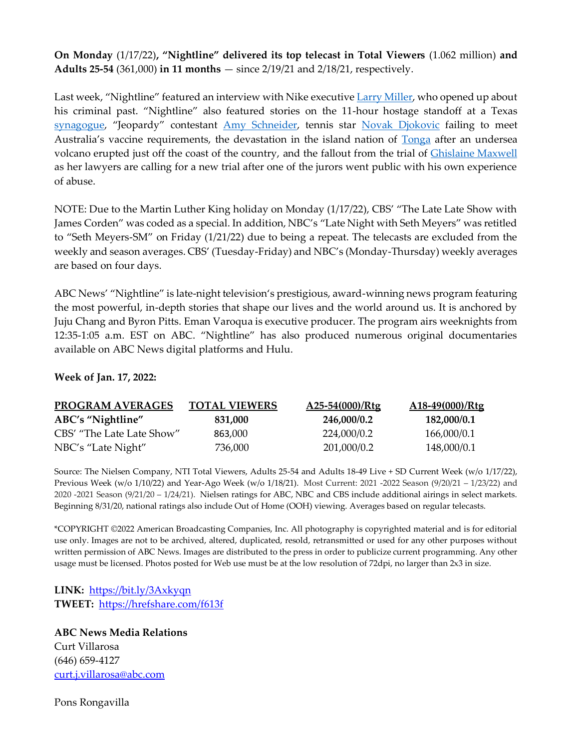**On Monday** (1/17/22)**, "Nightline" delivered its top telecast in Total Viewers** (1.062 million) **and Adults 25-54** (361,000) **in 11 months** — since 2/19/21 and 2/18/21, respectively.

Last week, "Nightline" featured an interview with Nike executive Larry Miller, who opened up about his criminal past. "Nightline" also featured stories on the 11-hour hostage standoff at a Texas synagogue, "Jeopardy" contestant Amy Schneider, tennis star Novak Djokovic failing to meet Australia's vaccine requirements, the devastation in the island nation of Tonga after an undersea volcano erupted just off the coast of the country, and the fallout from the trial of Ghislaine Maxwell as her lawyers are calling for a new trial after one of the jurors went public with his own experience of abuse.

NOTE: Due to the Martin Luther King holiday on Monday (1/17/22), CBS' "The Late Late Show with James Corden" was coded as a special. In addition, NBC's "Late Night with Seth Meyers" was retitled to "Seth Meyers-SM" on Friday (1/21/22) due to being a repeat. The telecasts are excluded from the weekly and season averages. CBS' (Tuesday-Friday) and NBC's (Monday-Thursday) weekly averages are based on four days.

ABC News' "Nightline" is late-night television's prestigious, award-winning news program featuring the most powerful, in-depth stories that shape our lives and the world around us. It is anchored by Juju Chang and Byron Pitts. Eman Varoqua is executive producer. The program airs weeknights from 12:35-1:05 a.m. EST on ABC. "Nightline" has also produced numerous original documentaries available on ABC News digital platforms and Hulu.

**Week of Jan. 17, 2022:**

| PROGRAM AVERAGES | TOTAL VIEWERS | A25-54(000)/Rtg | A18-49(000)/Rtg |
|---|---|---|---|
| **ABC's "Nightline"** | **831,000** | **246,000/0.2** | **182,000/0.1** |
| CBS' "The Late Late Show" | 863,000 | 224,000/0.2 | 166,000/0.1 |
| NBC's "Late Night" | 736,000 | 201,000/0.2 | 148,000/0.1 |

Source: The Nielsen Company, NTI Total Viewers, Adults 25-54 and Adults 18-49 Live + SD Current Week (w/o 1/17/22), Previous Week (w/o 1/10/22) and Year-Ago Week (w/o 1/18/21). Most Current: 2021 -2022 Season (9/20/21 – 1/23/22) and 2020 -2021 Season (9/21/20 – 1/24/21). Nielsen ratings for ABC, NBC and CBS include additional airings in select markets. Beginning 8/31/20, national ratings also include Out of Home (OOH) viewing. Averages based on regular telecasts.

*COPYRIGHT ©2022 American Broadcasting Companies, Inc. All photography is copyrighted material and is for editorial use only. Images are not to be archived, altered, duplicated, resold, retransmitted or used for any other purposes without written permission of ABC News. Images are distributed to the press in order to publicize current programming. Any other usage must be licensed. Photos posted for Web use must be at the low resolution of 72dpi, no larger than 2x3 in size.

**LINK:** https://bit.ly/3Axkyqn
**TWEET:** https://hrefshare.com/f613f

**ABC News Media Relations**
Curt Villarosa
(646) 659-4127
curt.j.villarosa@abc.com

Pons Rongavilla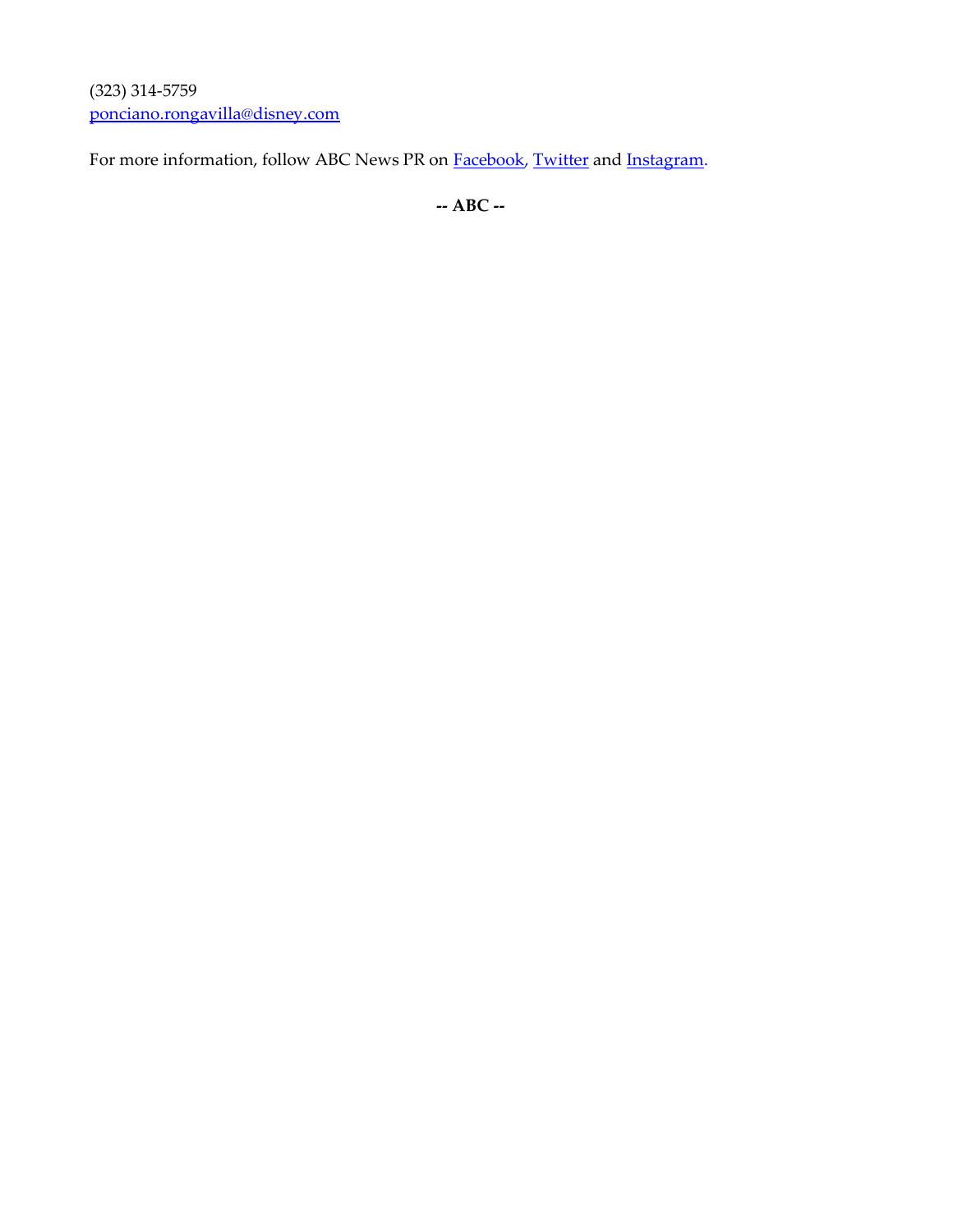(323) 314-5759
ponciano.rongavilla@disney.com

For more information, follow ABC News PR on Facebook, Twitter and Instagram.

**-- ABC --**